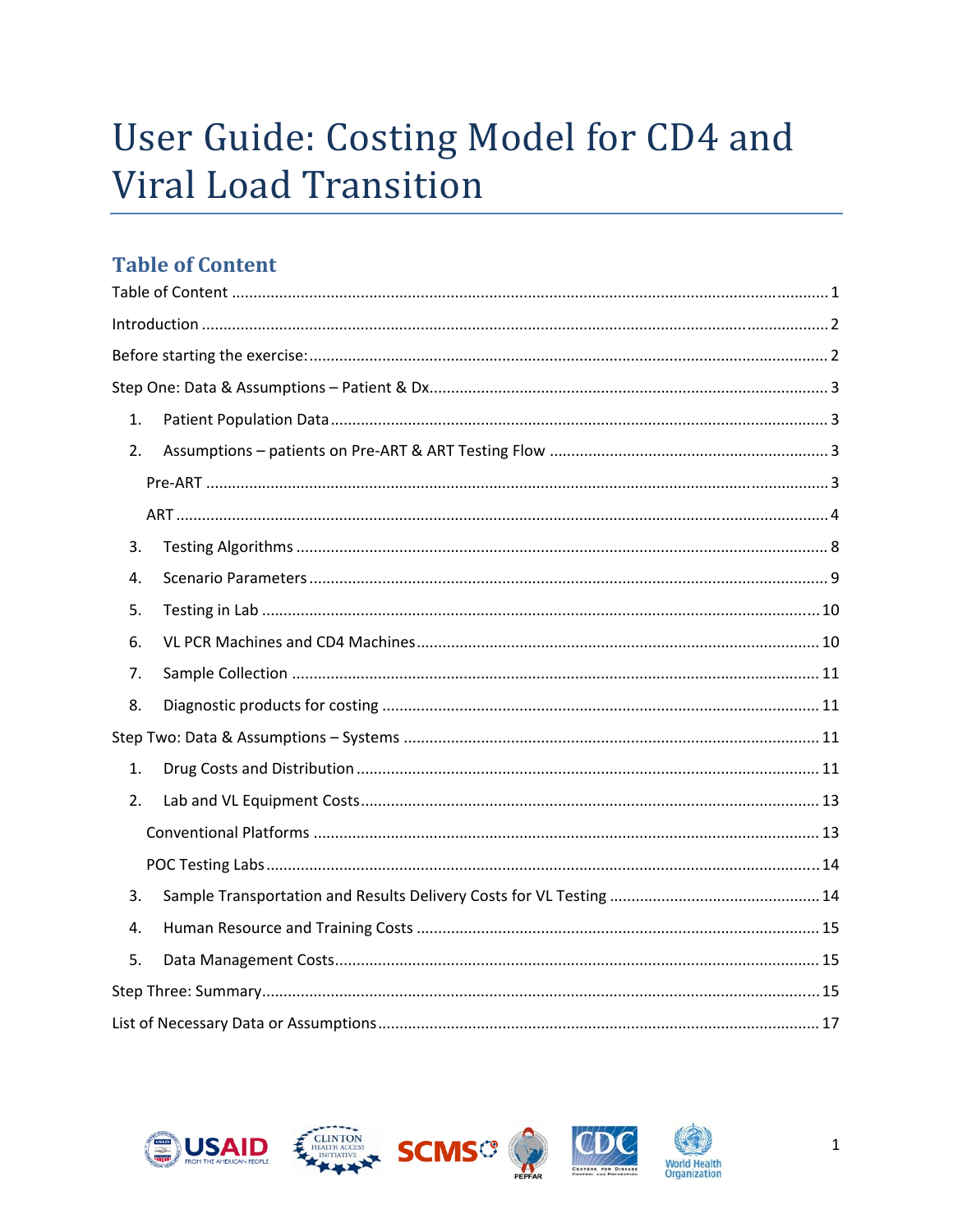# User Guide: Costing Model for CD4 and Viral Load Transition

## Table of Content

Table of Content ........................................................................................................................ 1

Introduction ................................................................................................................................ 2

Before starting the exercise: ....................................................................................................... 2

Step One: Data & Assumptions – Patient & Dx ........................................................................... 3

1. Patient Population Data ........................................................................................................ 3
2. Assumptions – patients on Pre-ART & ART Testing Flow ...................................................... 3
   - Pre-ART .............................................................................................................................. 3
   - ART ..................................................................................................................................... 4
3. Testing Algorithms ................................................................................................................ 8
4. Scenario Parameters ............................................................................................................. 9
5. Testing in Lab ...................................................................................................................... 10
6. VL PCR Machines and CD4 Machines ................................................................................... 10
7. Sample Collection ................................................................................................................ 11
8. Diagnostic products for costing ........................................................................................... 11

Step Two: Data & Assumptions – Systems ................................................................................. 11

1. Drug Costs and Distribution ................................................................................................. 11
2. Lab and VL Equipment Costs ................................................................................................ 13
   - Conventional Platforms ..................................................................................................... 13
   - POC Testing Labs ............................................................................................................... 14
3. Sample Transportation and Results Delivery Costs for VL Testing ....................................... 14
4. Human Resource and Training Costs ................................................................................... 15
5. Data Management Costs ...................................................................................................... 15

Step Three: Summary ................................................................................................................. 15

List of Necessary Data or Assumptions ...................................................................................... 17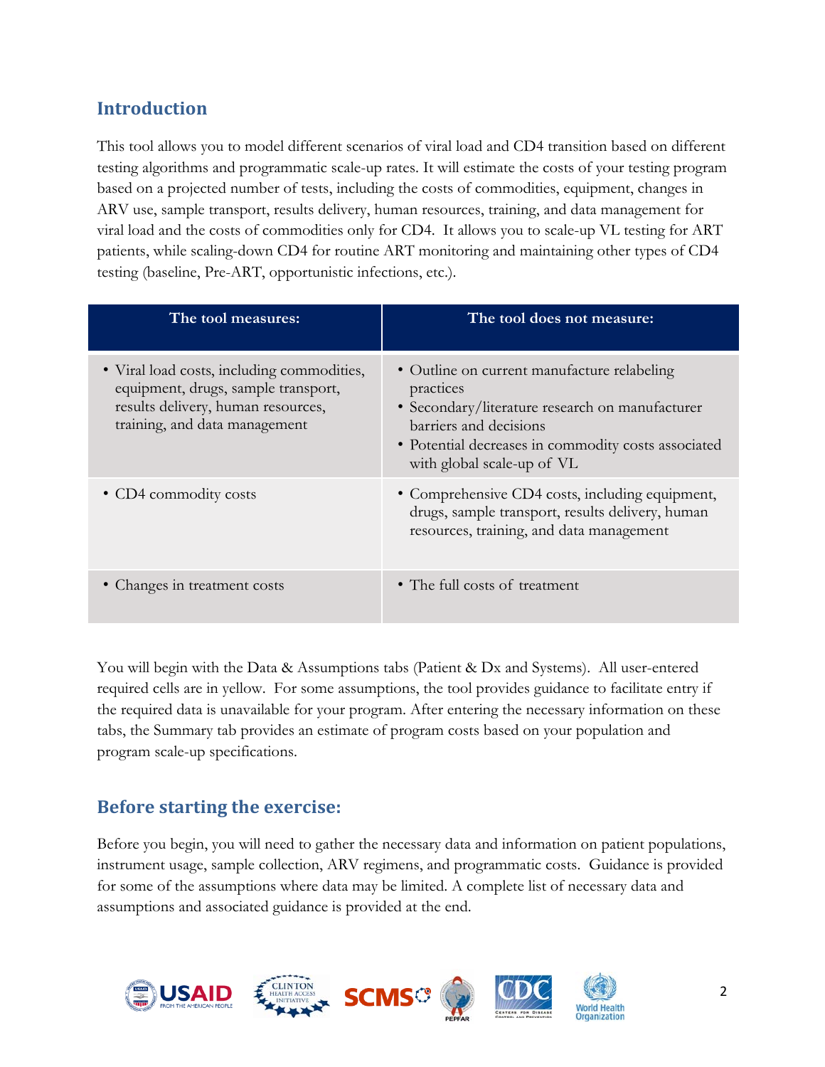## Introduction

This tool allows you to model different scenarios of viral load and CD4 transition based on different testing algorithms and programmatic scale-up rates. It will estimate the costs of your testing program based on a projected number of tests, including the costs of commodities, equipment, changes in ARV use, sample transport, results delivery, human resources, training, and data management for viral load and the costs of commodities only for CD4. It allows you to scale-up VL testing for ART patients, while scaling-down CD4 for routine ART monitoring and maintaining other types of CD4 testing (baseline, Pre-ART, opportunistic infections, etc.).

| The tool measures: | The tool does not measure: |
|---|---|
| • Viral load costs, including commodities, equipment, drugs, sample transport, results delivery, human resources, training, and data management | • Outline on current manufacture relabeling practices<br>• Secondary/literature research on manufacturer barriers and decisions<br>• Potential decreases in commodity costs associated with global scale-up of VL |
| • CD4 commodity costs | • Comprehensive CD4 costs, including equipment, drugs, sample transport, results delivery, human resources, training, and data management |
| • Changes in treatment costs | • The full costs of treatment |

You will begin with the Data & Assumptions tabs (Patient & Dx and Systems). All user-entered required cells are in yellow. For some assumptions, the tool provides guidance to facilitate entry if the required data is unavailable for your program. After entering the necessary information on these tabs, the Summary tab provides an estimate of program costs based on your population and program scale-up specifications.

## Before starting the exercise:

Before you begin, you will need to gather the necessary data and information on patient populations, instrument usage, sample collection, ARV regimens, and programmatic costs. Guidance is provided for some of the assumptions where data may be limited. A complete list of necessary data and assumptions and associated guidance is provided at the end.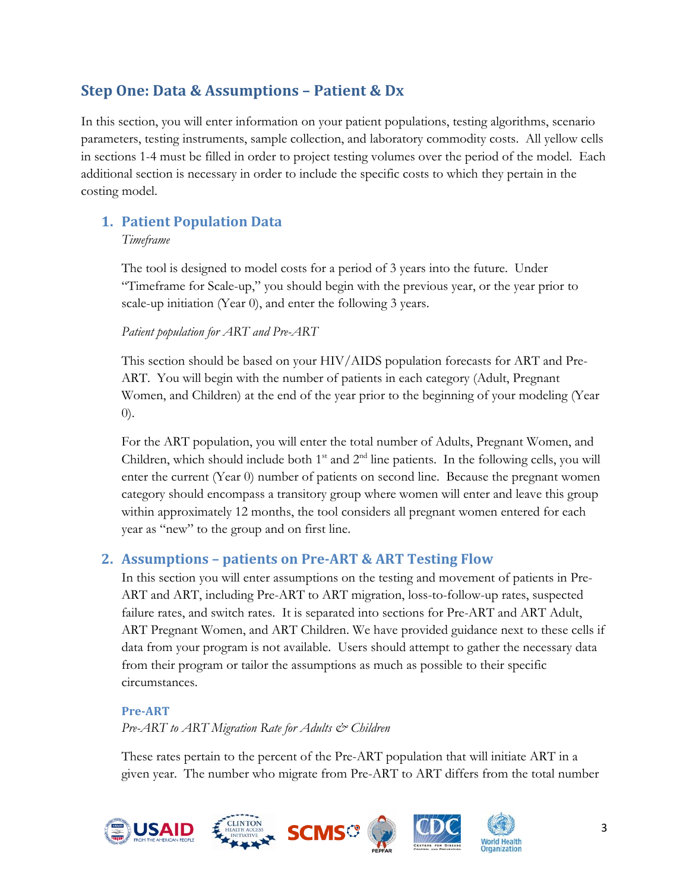## Step One: Data & Assumptions – Patient & Dx

In this section, you will enter information on your patient populations, testing algorithms, scenario parameters, testing instruments, sample collection, and laboratory commodity costs. All yellow cells in sections 1-4 must be filled in order to project testing volumes over the period of the model. Each additional section is necessary in order to include the specific costs to which they pertain in the costing model.

### 1. Patient Population Data

*Timeframe*

The tool is designed to model costs for a period of 3 years into the future. Under "Timeframe for Scale-up," you should begin with the previous year, or the year prior to scale-up initiation (Year 0), and enter the following 3 years.

*Patient population for ART and Pre-ART*

This section should be based on your HIV/AIDS population forecasts for ART and Pre-ART. You will begin with the number of patients in each category (Adult, Pregnant Women, and Children) at the end of the year prior to the beginning of your modeling (Year 0).

For the ART population, you will enter the total number of Adults, Pregnant Women, and Children, which should include both 1st and 2nd line patients. In the following cells, you will enter the current (Year 0) number of patients on second line. Because the pregnant women category should encompass a transitory group where women will enter and leave this group within approximately 12 months, the tool considers all pregnant women entered for each year as "new" to the group and on first line.

### 2. Assumptions – patients on Pre-ART & ART Testing Flow

In this section you will enter assumptions on the testing and movement of patients in Pre-ART and ART, including Pre-ART to ART migration, loss-to-follow-up rates, suspected failure rates, and switch rates. It is separated into sections for Pre-ART and ART Adult, ART Pregnant Women, and ART Children. We have provided guidance next to these cells if data from your program is not available. Users should attempt to gather the necessary data from their program or tailor the assumptions as much as possible to their specific circumstances.

#### Pre-ART

*Pre-ART to ART Migration Rate for Adults & Children*

These rates pertain to the percent of the Pre-ART population that will initiate ART in a given year. The number who migrate from Pre-ART to ART differs from the total number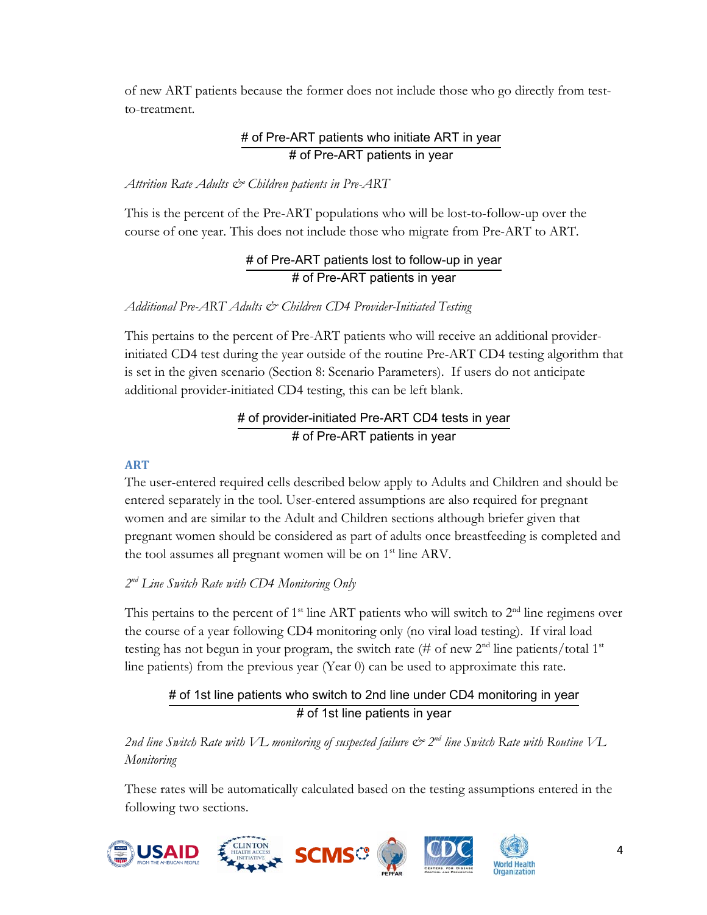of new ART patients because the former does not include those who go directly from test-to-treatment.

$$\frac{\text{\# of Pre-ART patients who initiate ART in year}}{\text{\# of Pre-ART patients in year}}$$

*Attrition Rate Adults & Children patients in Pre-ART*

This is the percent of the Pre-ART populations who will be lost-to-follow-up over the course of one year. This does not include those who migrate from Pre-ART to ART.

$$\frac{\text{\# of Pre-ART patients lost to follow-up in year}}{\text{\# of Pre-ART patients in year}}$$

*Additional Pre-ART Adults & Children CD4 Provider-Initiated Testing*

This pertains to the percent of Pre-ART patients who will receive an additional provider-initiated CD4 test during the year outside of the routine Pre-ART CD4 testing algorithm that is set in the given scenario (Section 8: Scenario Parameters). If users do not anticipate additional provider-initiated CD4 testing, this can be left blank.

$$\frac{\text{\# of provider-initiated Pre-ART CD4 tests in year}}{\text{\# of Pre-ART patients in year}}$$

### ART

The user-entered required cells described below apply to Adults and Children and should be entered separately in the tool. User-entered assumptions are also required for pregnant women and are similar to the Adult and Children sections although briefer given that pregnant women should be considered as part of adults once breastfeeding is completed and the tool assumes all pregnant women will be on 1st line ARV.

*2nd Line Switch Rate with CD4 Monitoring Only*

This pertains to the percent of 1st line ART patients who will switch to 2nd line regimens over the course of a year following CD4 monitoring only (no viral load testing). If viral load testing has not begun in your program, the switch rate (# of new 2nd line patients/total 1st line patients) from the previous year (Year 0) can be used to approximate this rate.

$$\frac{\text{\# of 1st line patients who switch to 2nd line under CD4 monitoring in year}}{\text{\# of 1st line patients in year}}$$

*2nd line Switch Rate with VL monitoring of suspected failure & 2nd line Switch Rate with Routine VL Monitoring*

These rates will be automatically calculated based on the testing assumptions entered in the following two sections.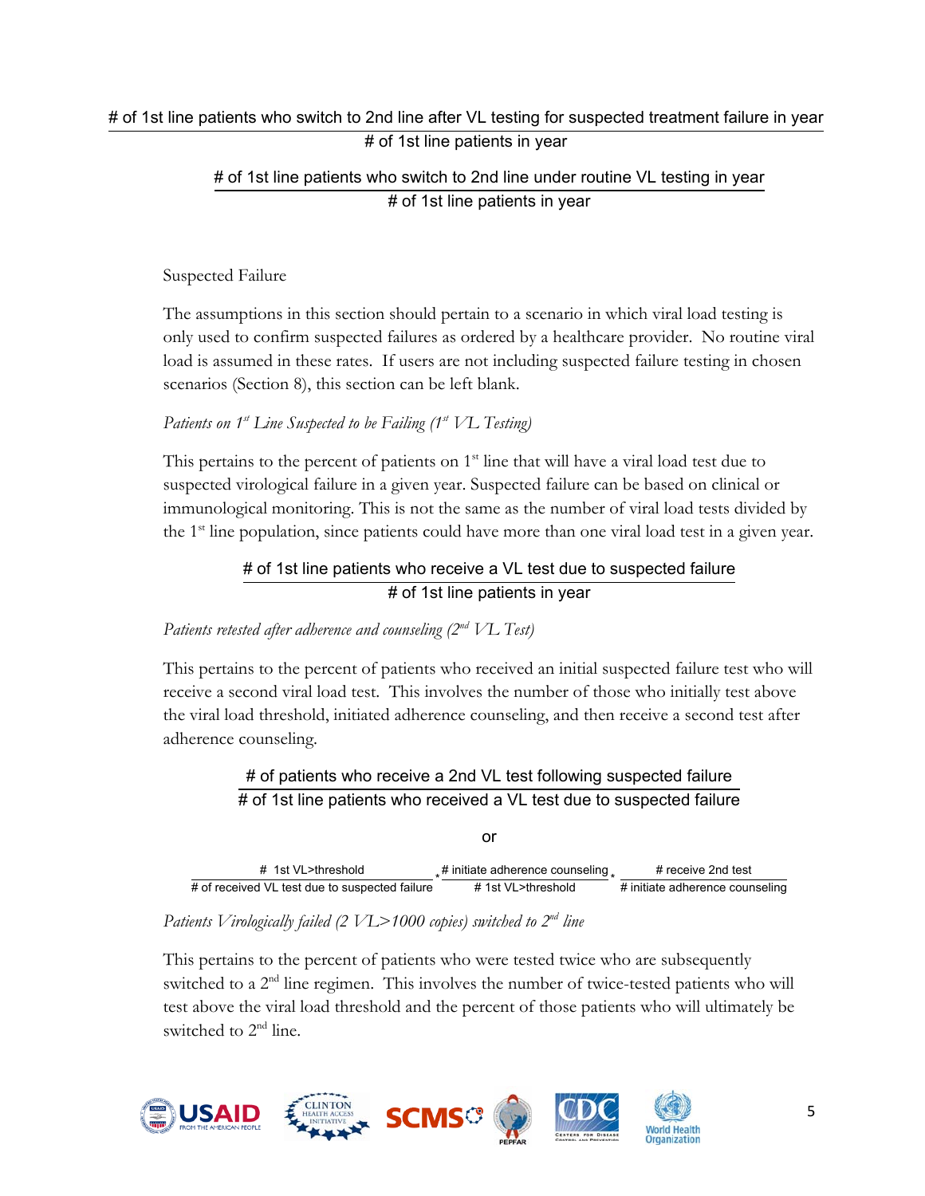$$\frac{\text{\# of 1st line patients who switch to 2nd line after VL testing for suspected treatment failure in year}}{\text{\# of 1st line patients in year}}$$

$$\frac{\text{\# of 1st line patients who switch to 2nd line under routine VL testing in year}}{\text{\# of 1st line patients in year}}$$

Suspected Failure

The assumptions in this section should pertain to a scenario in which viral load testing is only used to confirm suspected failures as ordered by a healthcare provider. No routine viral load is assumed in these rates. If users are not including suspected failure testing in chosen scenarios (Section 8), this section can be left blank.

*Patients on 1st Line Suspected to be Failing (1st VL Testing)*

This pertains to the percent of patients on 1st line that will have a viral load test due to suspected virological failure in a given year. Suspected failure can be based on clinical or immunological monitoring. This is not the same as the number of viral load tests divided by the 1st line population, since patients could have more than one viral load test in a given year.

$$\frac{\text{\# of 1st line patients who receive a VL test due to suspected failure}}{\text{\# of 1st line patients in year}}$$

*Patients retested after adherence and counseling (2nd VL Test)*

This pertains to the percent of patients who received an initial suspected failure test who will receive a second viral load test. This involves the number of those who initially test above the viral load threshold, initiated adherence counseling, and then receive a second test after adherence counseling.

$$\frac{\text{\# of patients who receive a 2nd VL test following suspected failure}}{\text{\# of 1st line patients who received a VL test due to suspected failure}}$$

or

$$\frac{\text{\# 1st VL>threshold}}{\text{\# of received VL test due to suspected failure}} * \frac{\text{\# initiate adherence counseling}}{\text{\# 1st VL>threshold}} * \frac{\text{\# receive 2nd test}}{\text{\# initiate adherence counseling}}$$

*Patients Virologically failed (2 VL>1000 copies) switched to 2nd line*

This pertains to the percent of patients who were tested twice who are subsequently switched to a 2nd line regimen. This involves the number of twice-tested patients who will test above the viral load threshold and the percent of those patients who will ultimately be switched to 2nd line.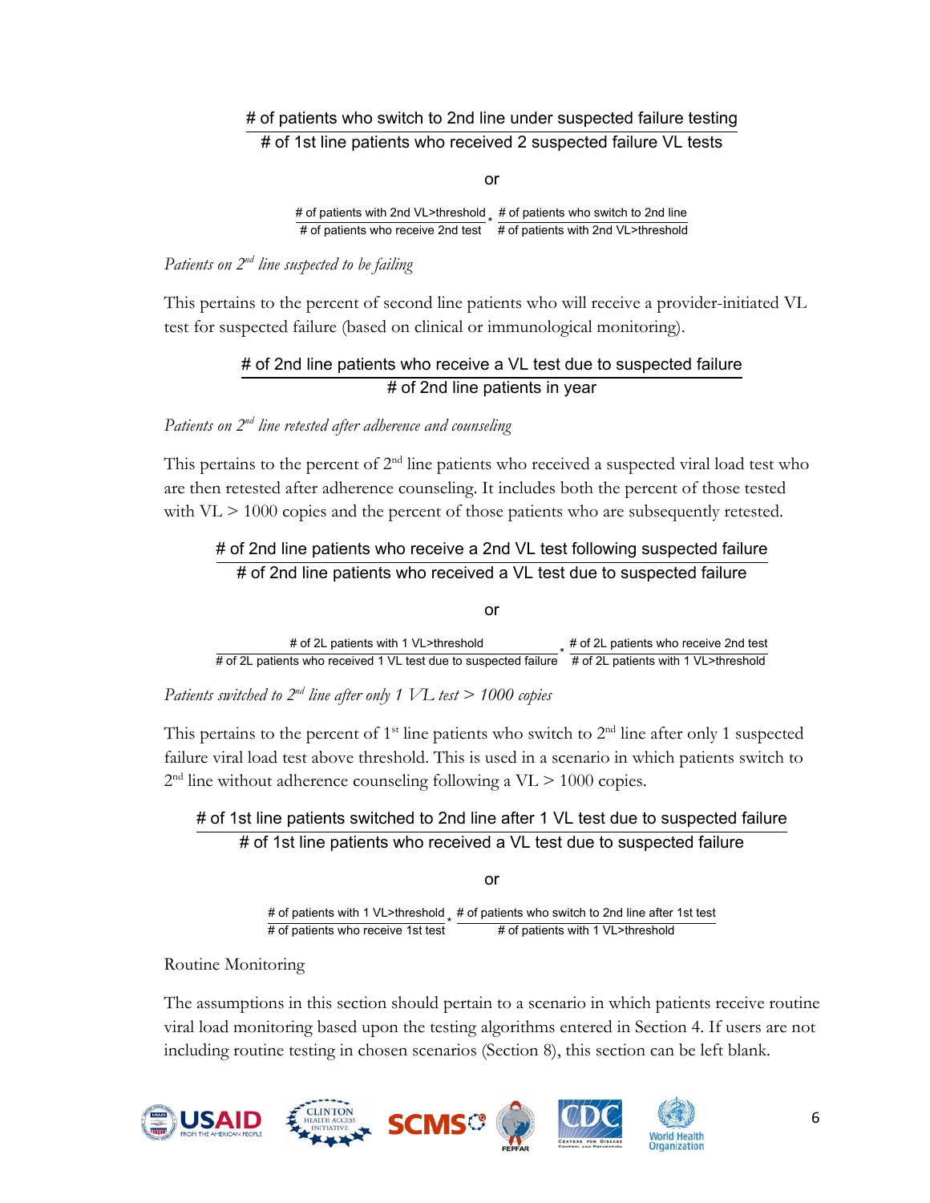$$\frac{\text{\# of patients who switch to 2nd line under suspected failure testing}}{\text{\# of 1st line patients who received 2 suspected failure VL tests}}$$

or

$$\frac{\text{\# of patients with 2nd VL>threshold}}{\text{\# of patients who receive 2nd test}} * \frac{\text{\# of patients who switch to 2nd line}}{\text{\# of patients with 2nd VL>threshold}}$$

*Patients on 2nd line suspected to be failing*

This pertains to the percent of second line patients who will receive a provider-initiated VL test for suspected failure (based on clinical or immunological monitoring).

$$\frac{\text{\# of 2nd line patients who receive a VL test due to suspected failure}}{\text{\# of 2nd line patients in year}}$$

*Patients on 2nd line retested after adherence and counseling*

This pertains to the percent of 2nd line patients who received a suspected viral load test who are then retested after adherence counseling. It includes both the percent of those tested with VL > 1000 copies and the percent of those patients who are subsequently retested.

$$\frac{\text{\# of 2nd line patients who receive a 2nd VL test following suspected failure}}{\text{\# of 2nd line patients who received a VL test due to suspected failure}}$$

or

$$\frac{\text{\# of 2L patients with 1 VL>threshold}}{\text{\# of 2L patients who received 1 VL test due to suspected failure}} * \frac{\text{\# of 2L patients who receive 2nd test}}{\text{\# of 2L patients with 1 VL>threshold}}$$

*Patients switched to 2nd line after only 1 VL test > 1000 copies*

This pertains to the percent of 1st line patients who switch to 2nd line after only 1 suspected failure viral load test above threshold. This is used in a scenario in which patients switch to 2nd line without adherence counseling following a VL > 1000 copies.

$$\frac{\text{\# of 1st line patients switched to 2nd line after 1 VL test due to suspected failure}}{\text{\# of 1st line patients who received a VL test due to suspected failure}}$$

or

$$\frac{\text{\# of patients with 1 VL>threshold}}{\text{\# of patients who receive 1st test}} * \frac{\text{\# of patients who switch to 2nd line after 1st test}}{\text{\# of patients with 1 VL>threshold}}$$

Routine Monitoring

The assumptions in this section should pertain to a scenario in which patients receive routine viral load monitoring based upon the testing algorithms entered in Section 4. If users are not including routine testing in chosen scenarios (Section 8), this section can be left blank.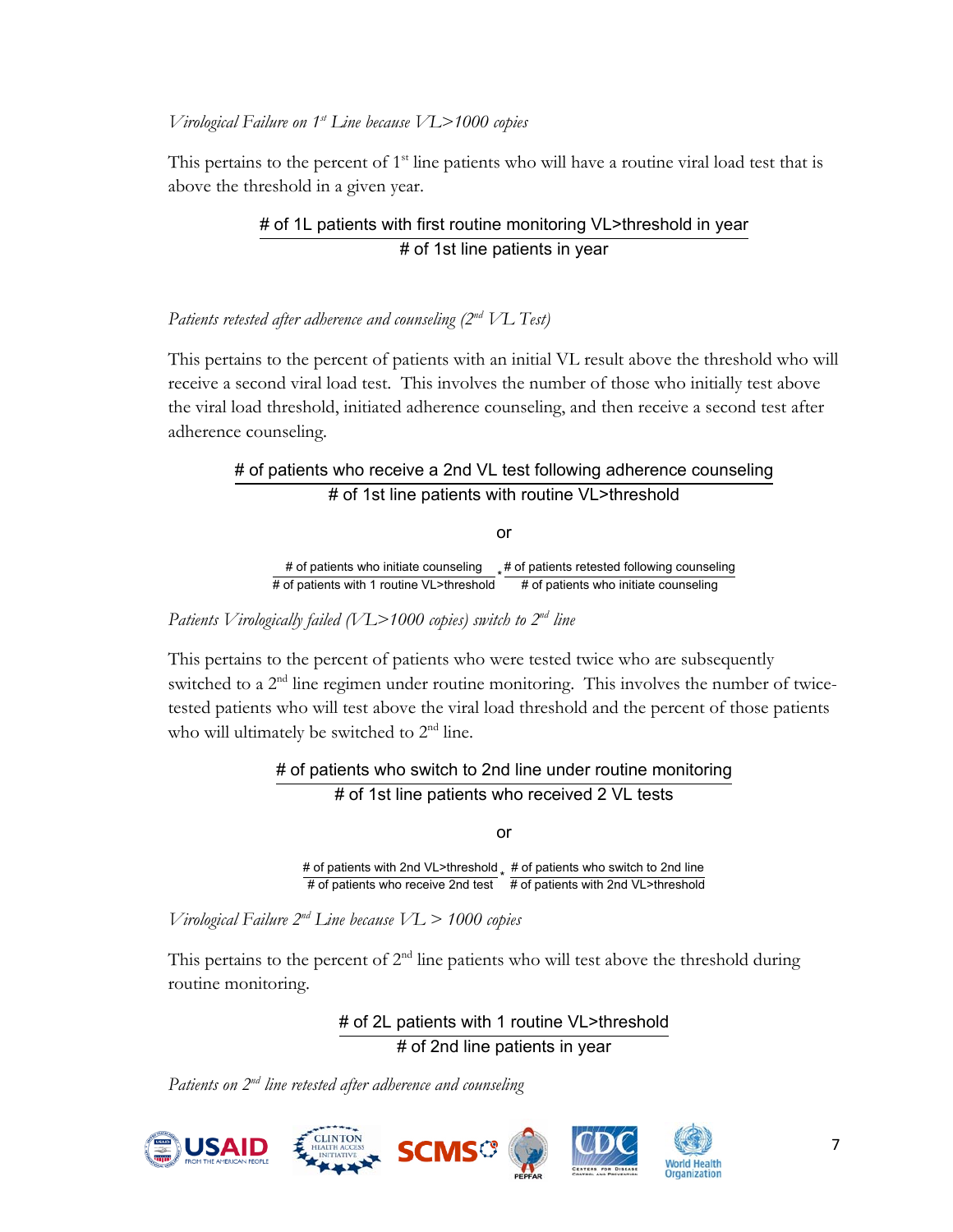*Virological Failure on 1st Line because VL>1000 copies*

This pertains to the percent of 1st line patients who will have a routine viral load test that is above the threshold in a given year.

$$\frac{\text{\# of 1L patients with first routine monitoring VL>threshold in year}}{\text{\# of 1st line patients in year}}$$

*Patients retested after adherence and counseling (2nd VL Test)*

This pertains to the percent of patients with an initial VL result above the threshold who will receive a second viral load test. This involves the number of those who initially test above the viral load threshold, initiated adherence counseling, and then receive a second test after adherence counseling.

$$\frac{\text{\# of patients who receive a 2nd VL test following adherence counseling}}{\text{\# of 1st line patients with routine VL>threshold}}$$

or

$$\frac{\text{\# of patients who initiate counseling}}{\text{\# of patients with 1 routine VL>threshold}} * \frac{\text{\# of patients retested following counseling}}{\text{\# of patients who initiate counseling}}$$

*Patients Virologically failed (VL>1000 copies) switch to 2nd line*

This pertains to the percent of patients who were tested twice who are subsequently switched to a 2nd line regimen under routine monitoring. This involves the number of twice-tested patients who will test above the viral load threshold and the percent of those patients who will ultimately be switched to 2nd line.

$$\frac{\text{\# of patients who switch to 2nd line under routine monitoring}}{\text{\# of 1st line patients who received 2 VL tests}}$$

or

$$\frac{\text{\# of patients with 2nd VL>threshold}}{\text{\# of patients who receive 2nd test}} * \frac{\text{\# of patients who switch to 2nd line}}{\text{\# of patients with 2nd VL>threshold}}$$

*Virological Failure 2nd Line because VL > 1000 copies*

This pertains to the percent of 2nd line patients who will test above the threshold during routine monitoring.

$$\frac{\text{\# of 2L patients with 1 routine VL>threshold}}{\text{\# of 2nd line patients in year}}$$

*Patients on 2nd line retested after adherence and counseling*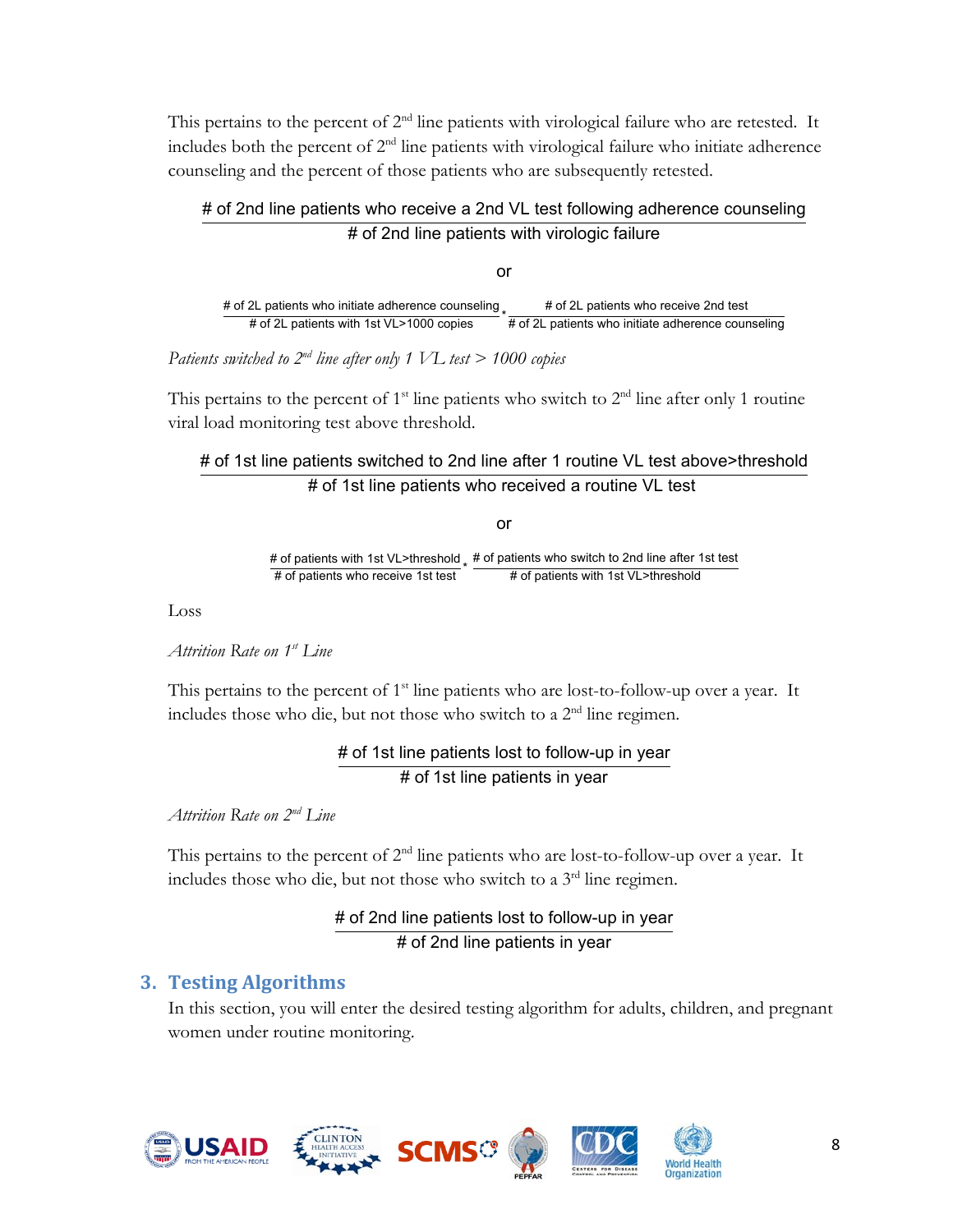This pertains to the percent of 2[nd] line patients with virological failure who are retested. It includes both the percent of 2[nd] line patients with virological failure who initiate adherence counseling and the percent of those patients who are subsequently retested.

$$\frac{\text{\# of 2nd line patients who receive a 2nd VL test following adherence counseling}}{\text{\# of 2nd line patients with virologic failure}}$$

or

$$\frac{\text{\# of 2L patients who initiate adherence counseling}}{\text{\# of 2L patients with 1st VL>1000 copies}} * \frac{\text{\# of 2L patients who receive 2nd test}}{\text{\# of 2L patients who initiate adherence counseling}}$$

*Patients switched to 2[nd] line after only 1 VL test > 1000 copies*

This pertains to the percent of 1[st] line patients who switch to 2[nd] line after only 1 routine viral load monitoring test above threshold.

$$\frac{\text{\# of 1st line patients switched to 2nd line after 1 routine VL test above>threshold}}{\text{\# of 1st line patients who received a routine VL test}}$$

or

$$\frac{\text{\# of patients with 1st VL>threshold}}{\text{\# of patients who receive 1st test}} * \frac{\text{\# of patients who switch to 2nd line after 1st test}}{\text{\# of patients with 1st VL>threshold}}$$

Loss

*Attrition Rate on 1[st] Line*

This pertains to the percent of 1[st] line patients who are lost-to-follow-up over a year. It includes those who die, but not those who switch to a 2[nd] line regimen.

$$\frac{\text{\# of 1st line patients lost to follow-up in year}}{\text{\# of 1st line patients in year}}$$

*Attrition Rate on 2[nd] Line*

This pertains to the percent of 2[nd] line patients who are lost-to-follow-up over a year. It includes those who die, but not those who switch to a 3[rd] line regimen.

$$\frac{\text{\# of 2nd line patients lost to follow-up in year}}{\text{\# of 2nd line patients in year}}$$

## 3. Testing Algorithms

In this section, you will enter the desired testing algorithm for adults, children, and pregnant women under routine monitoring.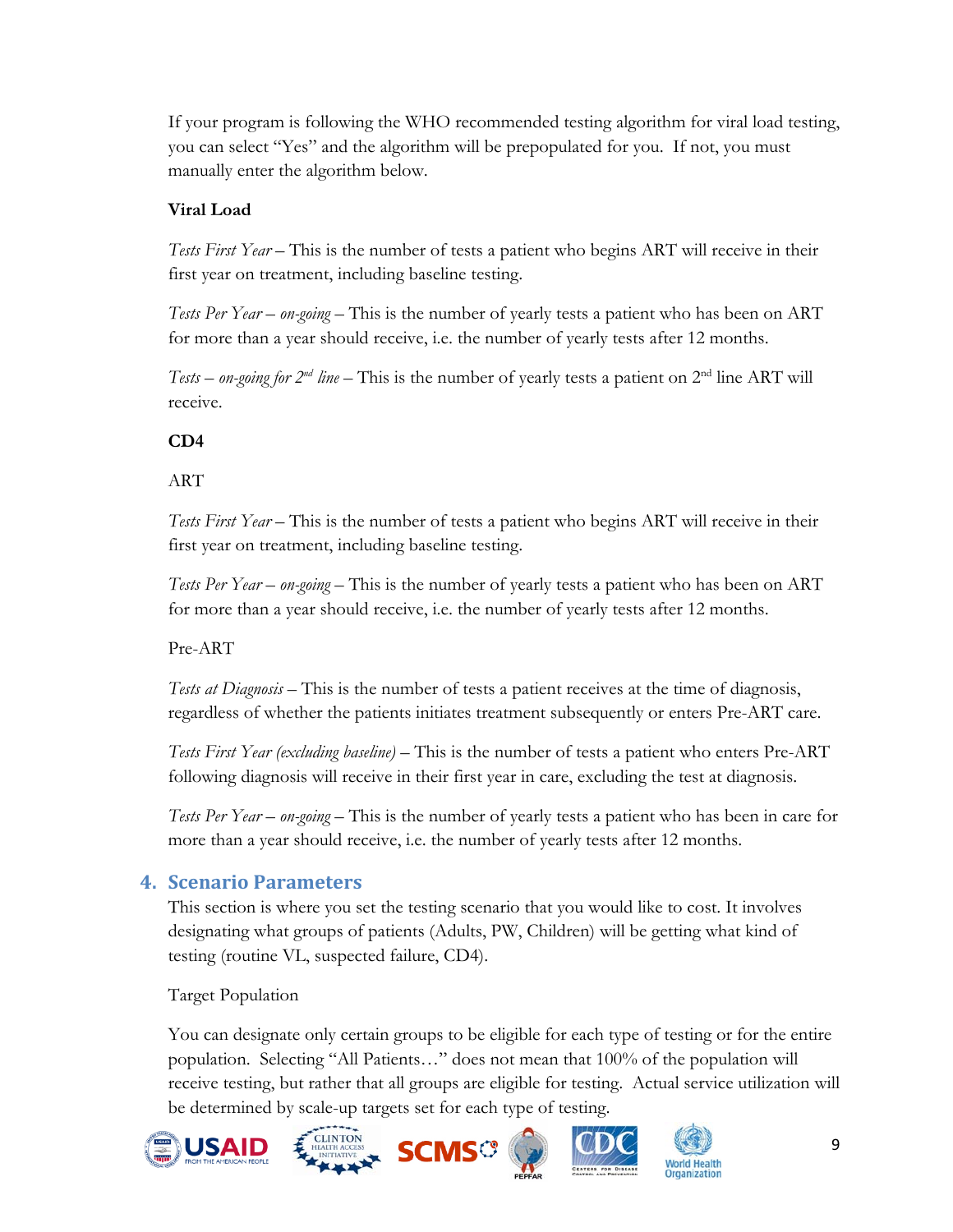If your program is following the WHO recommended testing algorithm for viral load testing, you can select "Yes" and the algorithm will be prepopulated for you. If not, you must manually enter the algorithm below.

**Viral Load**

*Tests First Year* – This is the number of tests a patient who begins ART will receive in their first year on treatment, including baseline testing.

*Tests Per Year – on-going* – This is the number of yearly tests a patient who has been on ART for more than a year should receive, i.e. the number of yearly tests after 12 months.

*Tests – on-going for 2nd line* – This is the number of yearly tests a patient on 2nd line ART will receive.

**CD4**

ART

*Tests First Year* – This is the number of tests a patient who begins ART will receive in their first year on treatment, including baseline testing.

*Tests Per Year – on-going* – This is the number of yearly tests a patient who has been on ART for more than a year should receive, i.e. the number of yearly tests after 12 months.

Pre-ART

*Tests at Diagnosis* – This is the number of tests a patient receives at the time of diagnosis, regardless of whether the patients initiates treatment subsequently or enters Pre-ART care.

*Tests First Year (excluding baseline)* – This is the number of tests a patient who enters Pre-ART following diagnosis will receive in their first year in care, excluding the test at diagnosis.

*Tests Per Year – on-going* – This is the number of yearly tests a patient who has been in care for more than a year should receive, i.e. the number of yearly tests after 12 months.

## 4. Scenario Parameters

This section is where you set the testing scenario that you would like to cost. It involves designating what groups of patients (Adults, PW, Children) will be getting what kind of testing (routine VL, suspected failure, CD4).

Target Population

You can designate only certain groups to be eligible for each type of testing or for the entire population. Selecting "All Patients…" does not mean that 100% of the population will receive testing, but rather that all groups are eligible for testing. Actual service utilization will be determined by scale-up targets set for each type of testing.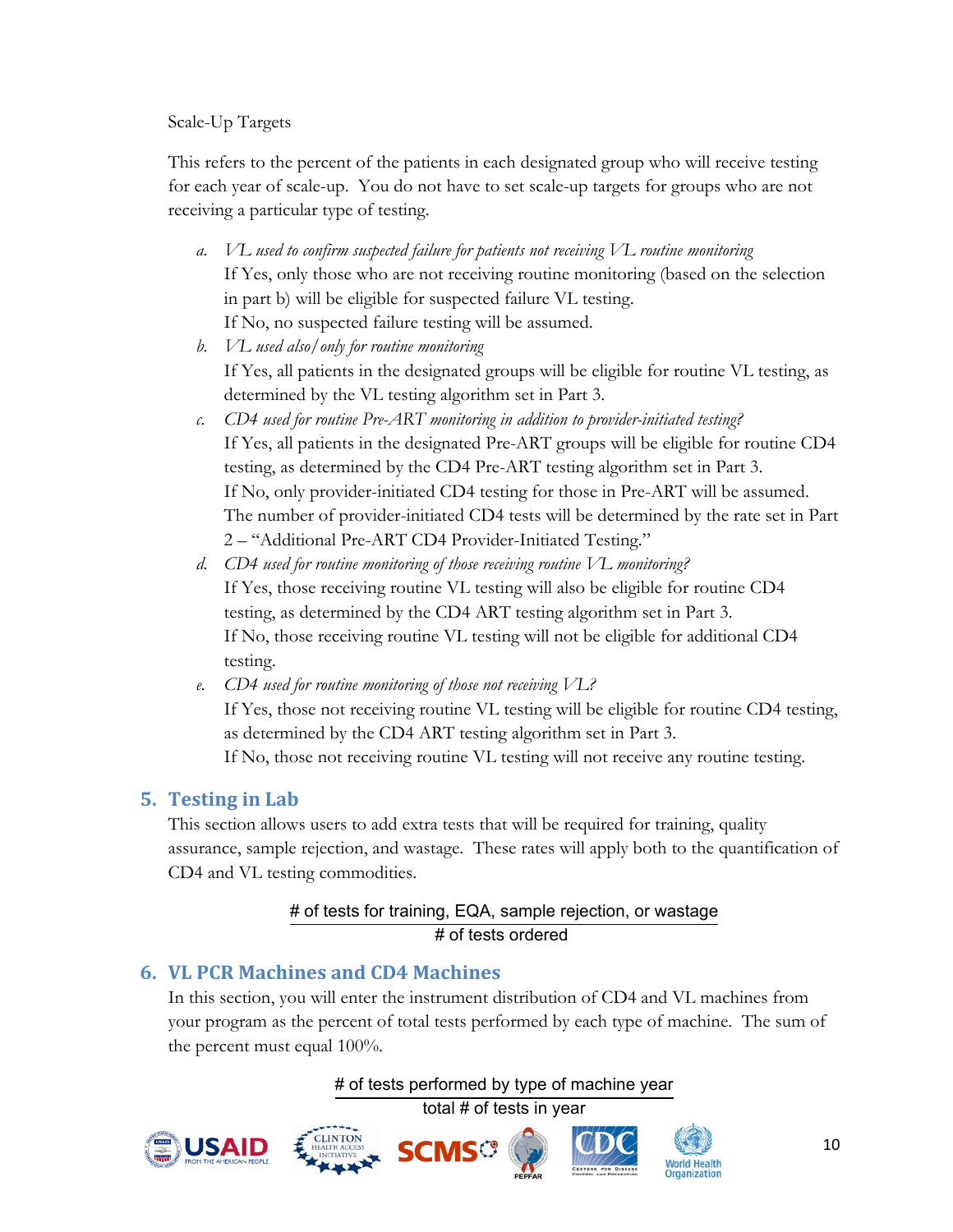Scale-Up Targets

This refers to the percent of the patients in each designated group who will receive testing for each year of scale-up. You do not have to set scale-up targets for groups who are not receiving a particular type of testing.

a. *VL used to confirm suspected failure for patients not receiving VL routine monitoring*
   If Yes, only those who are not receiving routine monitoring (based on the selection in part b) will be eligible for suspected failure VL testing.
   If No, no suspected failure testing will be assumed.
b. *VL used also/only for routine monitoring*
   If Yes, all patients in the designated groups will be eligible for routine VL testing, as determined by the VL testing algorithm set in Part 3.
c. *CD4 used for routine Pre-ART monitoring in addition to provider-initiated testing?*
   If Yes, all patients in the designated Pre-ART groups will be eligible for routine CD4 testing, as determined by the CD4 Pre-ART testing algorithm set in Part 3.
   If No, only provider-initiated CD4 testing for those in Pre-ART will be assumed. The number of provider-initiated CD4 tests will be determined by the rate set in Part 2 – "Additional Pre-ART CD4 Provider-Initiated Testing."
d. *CD4 used for routine monitoring of those receiving routine VL monitoring?*
   If Yes, those receiving routine VL testing will also be eligible for routine CD4 testing, as determined by the CD4 ART testing algorithm set in Part 3.
   If No, those receiving routine VL testing will not be eligible for additional CD4 testing.
e. *CD4 used for routine monitoring of those not receiving VL?*
   If Yes, those not receiving routine VL testing will be eligible for routine CD4 testing, as determined by the CD4 ART testing algorithm set in Part 3.
   If No, those not receiving routine VL testing will not receive any routine testing.

## 5. Testing in Lab

This section allows users to add extra tests that will be required for training, quality assurance, sample rejection, and wastage. These rates will apply both to the quantification of CD4 and VL testing commodities.

$$\frac{\text{\# of tests for training, EQA, sample rejection, or wastage}}{\text{\# of tests ordered}}$$

## 6. VL PCR Machines and CD4 Machines

In this section, you will enter the instrument distribution of CD4 and VL machines from your program as the percent of total tests performed by each type of machine. The sum of the percent must equal 100%.

$$\frac{\text{\# of tests performed by type of machine year}}{\text{total \# of tests in year}}$$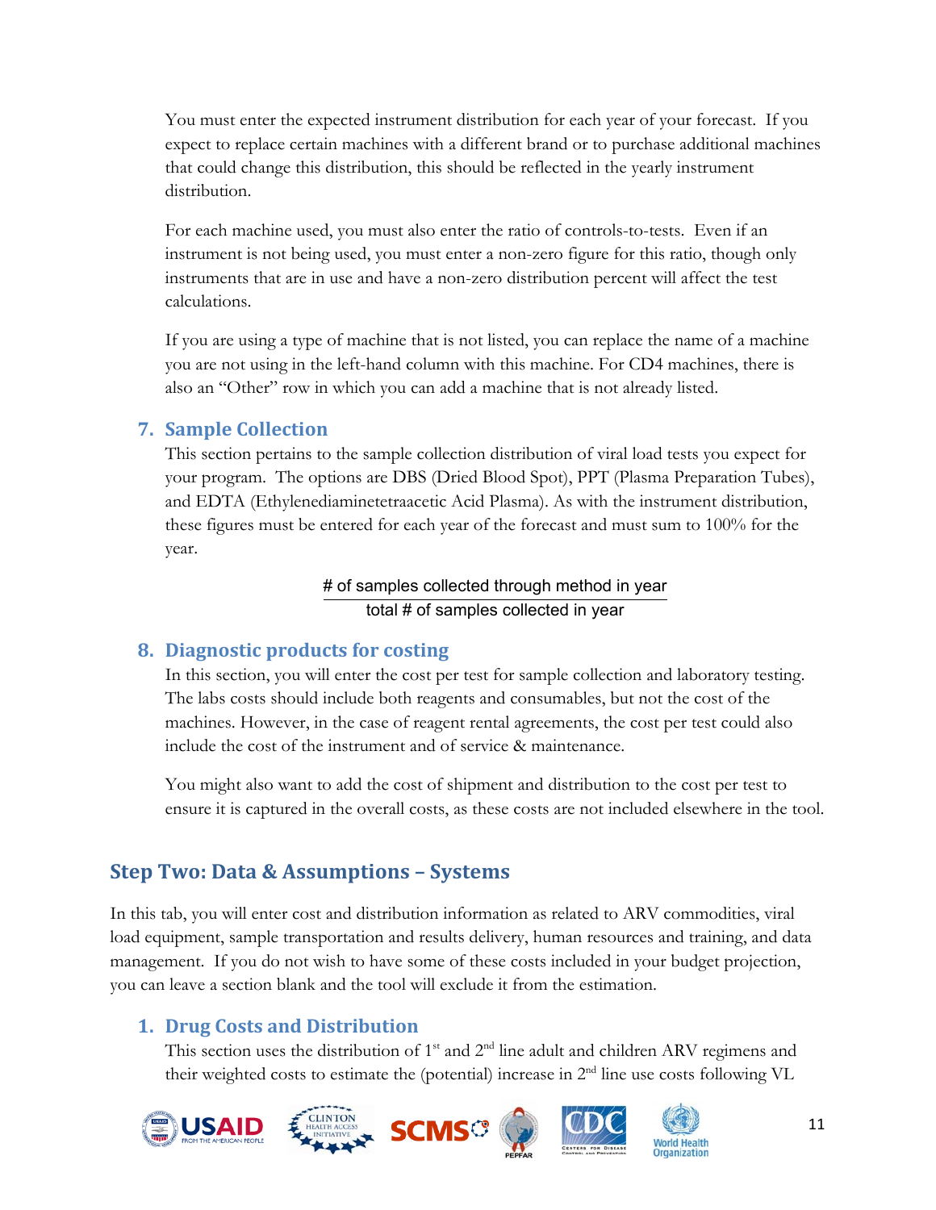You must enter the expected instrument distribution for each year of your forecast. If you expect to replace certain machines with a different brand or to purchase additional machines that could change this distribution, this should be reflected in the yearly instrument distribution.

For each machine used, you must also enter the ratio of controls-to-tests. Even if an instrument is not being used, you must enter a non-zero figure for this ratio, though only instruments that are in use and have a non-zero distribution percent will affect the test calculations.

If you are using a type of machine that is not listed, you can replace the name of a machine you are not using in the left-hand column with this machine. For CD4 machines, there is also an "Other" row in which you can add a machine that is not already listed.

### 7. Sample Collection

This section pertains to the sample collection distribution of viral load tests you expect for your program. The options are DBS (Dried Blood Spot), PPT (Plasma Preparation Tubes), and EDTA (Ethylenediaminetetraacetic Acid Plasma). As with the instrument distribution, these figures must be entered for each year of the forecast and must sum to 100% for the year.

$$\frac{\text{\# of samples collected through method in year}}{\text{total \# of samples collected in year}}$$

### 8. Diagnostic products for costing

In this section, you will enter the cost per test for sample collection and laboratory testing. The labs costs should include both reagents and consumables, but not the cost of the machines. However, in the case of reagent rental agreements, the cost per test could also include the cost of the instrument and of service & maintenance.

You might also want to add the cost of shipment and distribution to the cost per test to ensure it is captured in the overall costs, as these costs are not included elsewhere in the tool.

## Step Two: Data & Assumptions – Systems

In this tab, you will enter cost and distribution information as related to ARV commodities, viral load equipment, sample transportation and results delivery, human resources and training, and data management. If you do not wish to have some of these costs included in your budget projection, you can leave a section blank and the tool will exclude it from the estimation.

### 1. Drug Costs and Distribution

This section uses the distribution of 1st and 2nd line adult and children ARV regimens and their weighted costs to estimate the (potential) increase in 2nd line use costs following VL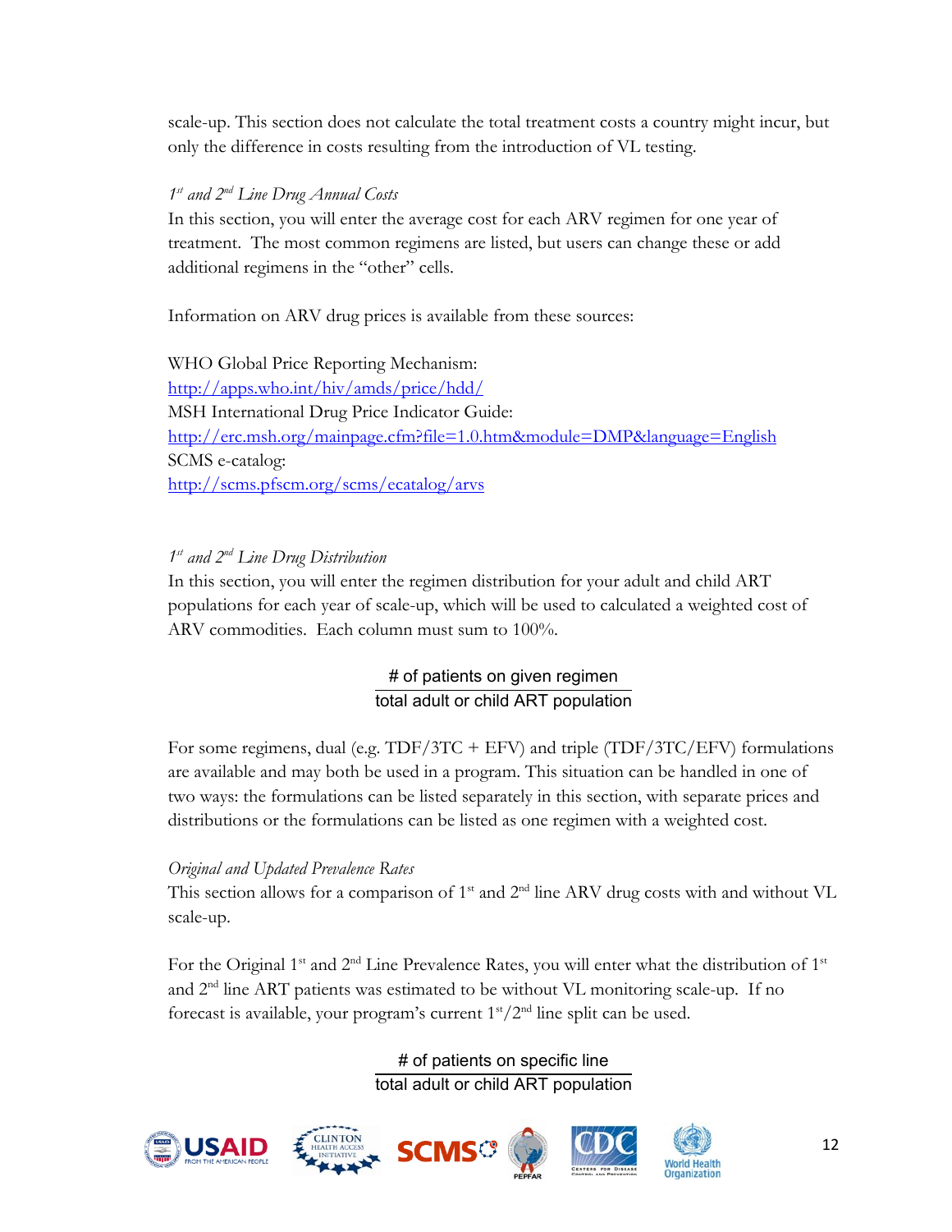scale-up. This section does not calculate the total treatment costs a country might incur, but only the difference in costs resulting from the introduction of VL testing.

*1st and 2nd Line Drug Annual Costs*

In this section, you will enter the average cost for each ARV regimen for one year of treatment. The most common regimens are listed, but users can change these or add additional regimens in the "other" cells.

Information on ARV drug prices is available from these sources:

WHO Global Price Reporting Mechanism:
[http://apps.who.int/hiv/amds/price/hdd/](http://apps.who.int/hiv/amds/price/hdd/)
MSH International Drug Price Indicator Guide:
[http://erc.msh.org/mainpage.cfm?file=1.0.htm&module=DMP&language=English](http://erc.msh.org/mainpage.cfm?file=1.0.htm&module=DMP&language=English)
SCMS e-catalog:
[http://scms.pfscm.org/scms/ecatalog/arvs](http://scms.pfscm.org/scms/ecatalog/arvs)

*1st and 2nd Line Drug Distribution*

In this section, you will enter the regimen distribution for your adult and child ART populations for each year of scale-up, which will be used to calculated a weighted cost of ARV commodities. Each column must sum to 100%.

$$\frac{\text{\# of patients on given regimen}}{\text{total adult or child ART population}}$$

For some regimens, dual (e.g. TDF/3TC + EFV) and triple (TDF/3TC/EFV) formulations are available and may both be used in a program. This situation can be handled in one of two ways: the formulations can be listed separately in this section, with separate prices and distributions or the formulations can be listed as one regimen with a weighted cost.

*Original and Updated Prevalence Rates*

This section allows for a comparison of 1st and 2nd line ARV drug costs with and without VL scale-up.

For the Original 1st and 2nd Line Prevalence Rates, you will enter what the distribution of 1st and 2nd line ART patients was estimated to be without VL monitoring scale-up. If no forecast is available, your program's current 1st/2nd line split can be used.

$$\frac{\text{\# of patients on specific line}}{\text{total adult or child ART population}}$$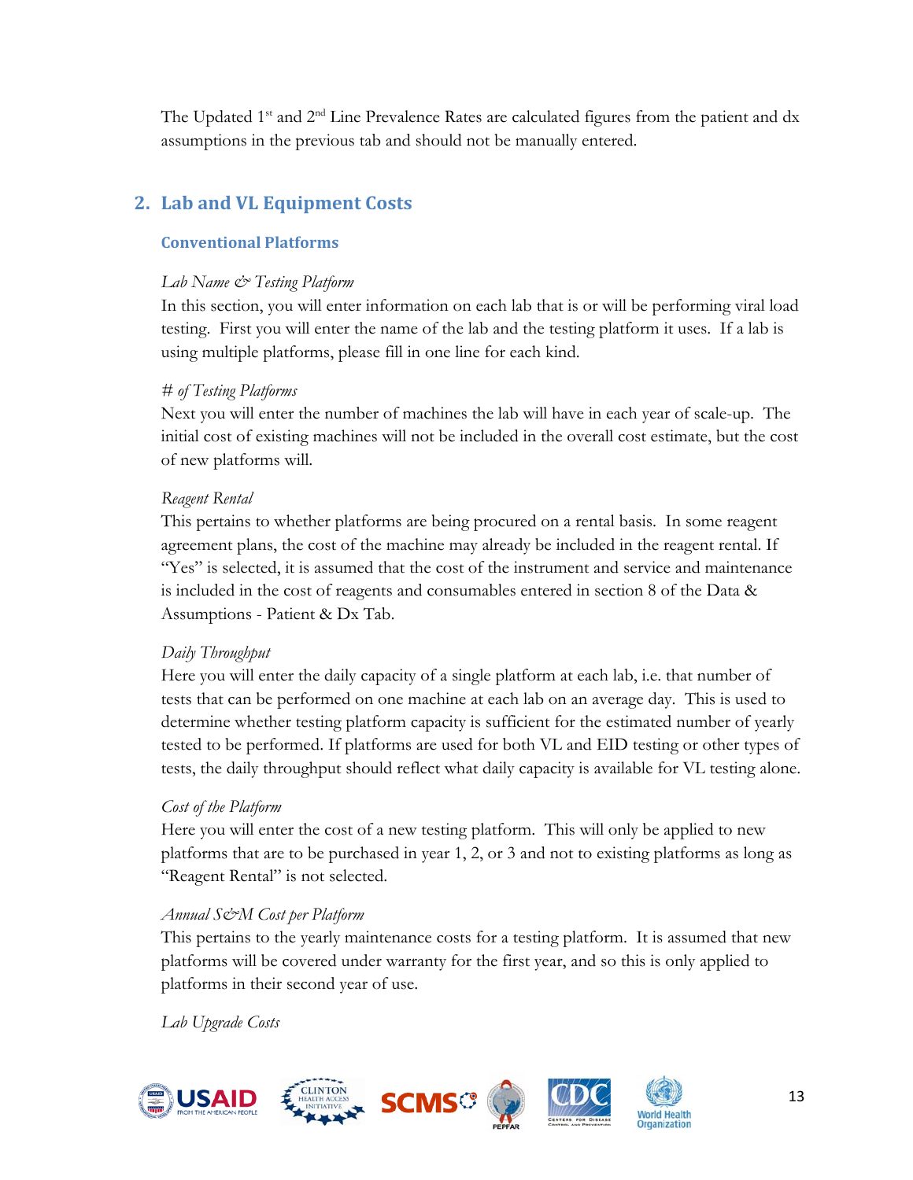The Updated 1st and 2nd Line Prevalence Rates are calculated figures from the patient and dx assumptions in the previous tab and should not be manually entered.

## 2. Lab and VL Equipment Costs

### Conventional Platforms

*Lab Name & Testing Platform*

In this section, you will enter information on each lab that is or will be performing viral load testing. First you will enter the name of the lab and the testing platform it uses. If a lab is using multiple platforms, please fill in one line for each kind.

*# of Testing Platforms*

Next you will enter the number of machines the lab will have in each year of scale-up. The initial cost of existing machines will not be included in the overall cost estimate, but the cost of new platforms will.

*Reagent Rental*

This pertains to whether platforms are being procured on a rental basis. In some reagent agreement plans, the cost of the machine may already be included in the reagent rental. If "Yes" is selected, it is assumed that the cost of the instrument and service and maintenance is included in the cost of reagents and consumables entered in section 8 of the Data & Assumptions - Patient & Dx Tab.

*Daily Throughput*

Here you will enter the daily capacity of a single platform at each lab, i.e. that number of tests that can be performed on one machine at each lab on an average day. This is used to determine whether testing platform capacity is sufficient for the estimated number of yearly tested to be performed. If platforms are used for both VL and EID testing or other types of tests, the daily throughput should reflect what daily capacity is available for VL testing alone.

*Cost of the Platform*

Here you will enter the cost of a new testing platform. This will only be applied to new platforms that are to be purchased in year 1, 2, or 3 and not to existing platforms as long as "Reagent Rental" is not selected.

*Annual S&M Cost per Platform*

This pertains to the yearly maintenance costs for a testing platform. It is assumed that new platforms will be covered under warranty for the first year, and so this is only applied to platforms in their second year of use.

*Lab Upgrade Costs*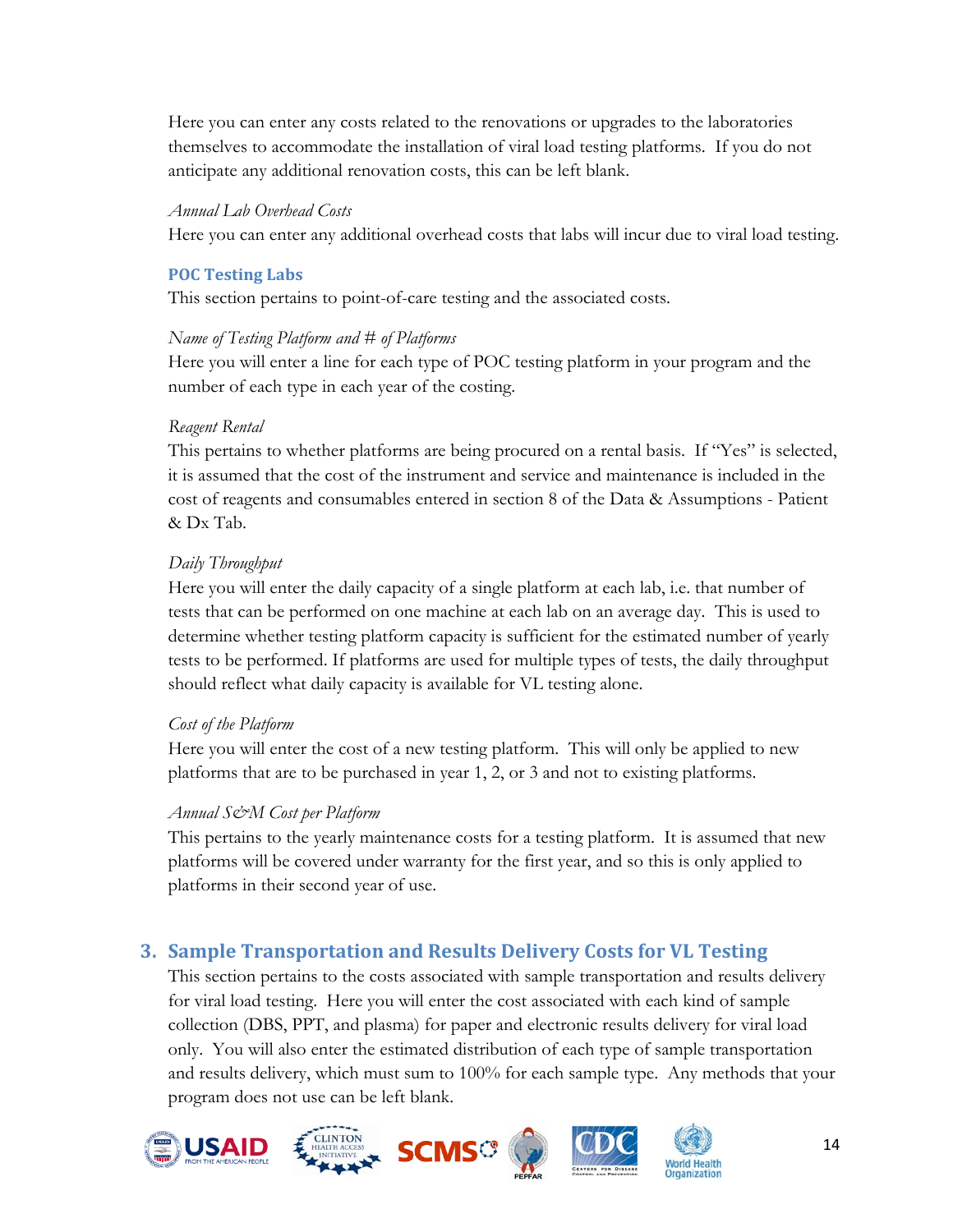Here you can enter any costs related to the renovations or upgrades to the laboratories themselves to accommodate the installation of viral load testing platforms. If you do not anticipate any additional renovation costs, this can be left blank.

*Annual Lab Overhead Costs*

Here you can enter any additional overhead costs that labs will incur due to viral load testing.

### POC Testing Labs

This section pertains to point-of-care testing and the associated costs.

*Name of Testing Platform and # of Platforms*

Here you will enter a line for each type of POC testing platform in your program and the number of each type in each year of the costing.

*Reagent Rental*

This pertains to whether platforms are being procured on a rental basis. If "Yes" is selected, it is assumed that the cost of the instrument and service and maintenance is included in the cost of reagents and consumables entered in section 8 of the Data & Assumptions - Patient & Dx Tab.

*Daily Throughput*

Here you will enter the daily capacity of a single platform at each lab, i.e. that number of tests that can be performed on one machine at each lab on an average day. This is used to determine whether testing platform capacity is sufficient for the estimated number of yearly tests to be performed. If platforms are used for multiple types of tests, the daily throughput should reflect what daily capacity is available for VL testing alone.

*Cost of the Platform*

Here you will enter the cost of a new testing platform. This will only be applied to new platforms that are to be purchased in year 1, 2, or 3 and not to existing platforms.

*Annual S&M Cost per Platform*

This pertains to the yearly maintenance costs for a testing platform. It is assumed that new platforms will be covered under warranty for the first year, and so this is only applied to platforms in their second year of use.

## 3. Sample Transportation and Results Delivery Costs for VL Testing

This section pertains to the costs associated with sample transportation and results delivery for viral load testing. Here you will enter the cost associated with each kind of sample collection (DBS, PPT, and plasma) for paper and electronic results delivery for viral load only. You will also enter the estimated distribution of each type of sample transportation and results delivery, which must sum to 100% for each sample type. Any methods that your program does not use can be left blank.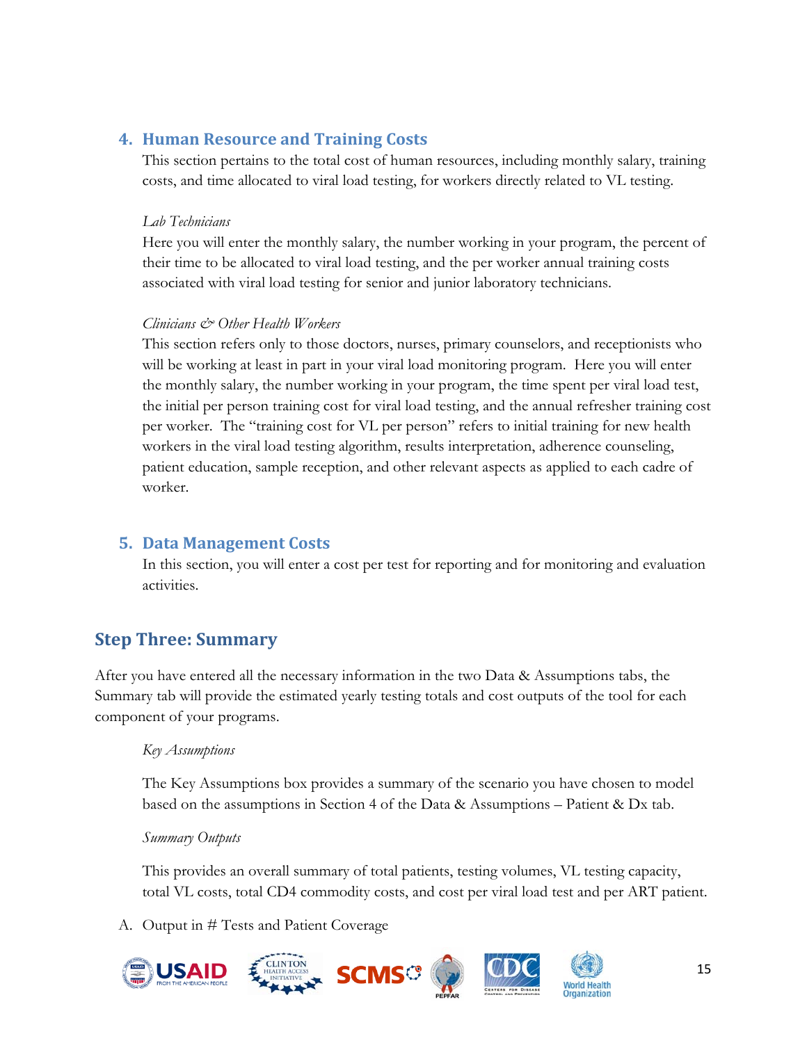### 4. Human Resource and Training Costs

This section pertains to the total cost of human resources, including monthly salary, training costs, and time allocated to viral load testing, for workers directly related to VL testing.

*Lab Technicians*

Here you will enter the monthly salary, the number working in your program, the percent of their time to be allocated to viral load testing, and the per worker annual training costs associated with viral load testing for senior and junior laboratory technicians.

*Clinicians & Other Health Workers*

This section refers only to those doctors, nurses, primary counselors, and receptionists who will be working at least in part in your viral load monitoring program. Here you will enter the monthly salary, the number working in your program, the time spent per viral load test, the initial per person training cost for viral load testing, and the annual refresher training cost per worker. The "training cost for VL per person" refers to initial training for new health workers in the viral load testing algorithm, results interpretation, adherence counseling, patient education, sample reception, and other relevant aspects as applied to each cadre of worker.

### 5. Data Management Costs

In this section, you will enter a cost per test for reporting and for monitoring and evaluation activities.

## Step Three: Summary

After you have entered all the necessary information in the two Data & Assumptions tabs, the Summary tab will provide the estimated yearly testing totals and cost outputs of the tool for each component of your programs.

*Key Assumptions*

The Key Assumptions box provides a summary of the scenario you have chosen to model based on the assumptions in Section 4 of the Data & Assumptions – Patient & Dx tab.

*Summary Outputs*

This provides an overall summary of total patients, testing volumes, VL testing capacity, total VL costs, total CD4 commodity costs, and cost per viral load test and per ART patient.

A. Output in # Tests and Patient Coverage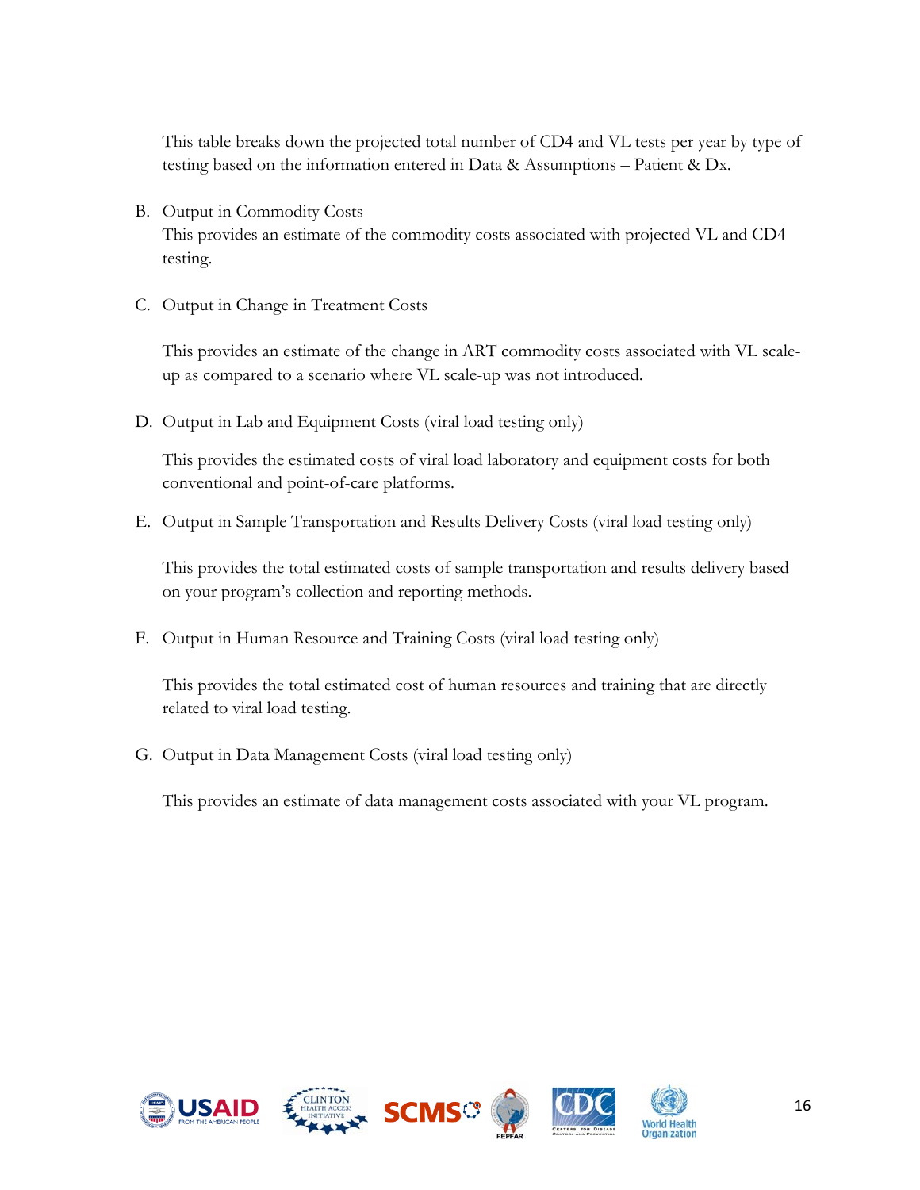This table breaks down the projected total number of CD4 and VL tests per year by type of testing based on the information entered in Data & Assumptions – Patient & Dx.

B. Output in Commodity Costs

   This provides an estimate of the commodity costs associated with projected VL and CD4 testing.

C. Output in Change in Treatment Costs

   This provides an estimate of the change in ART commodity costs associated with VL scale-up as compared to a scenario where VL scale-up was not introduced.

D. Output in Lab and Equipment Costs (viral load testing only)

   This provides the estimated costs of viral load laboratory and equipment costs for both conventional and point-of-care platforms.

E. Output in Sample Transportation and Results Delivery Costs (viral load testing only)

   This provides the total estimated costs of sample transportation and results delivery based on your program's collection and reporting methods.

F. Output in Human Resource and Training Costs (viral load testing only)

   This provides the total estimated cost of human resources and training that are directly related to viral load testing.

G. Output in Data Management Costs (viral load testing only)

   This provides an estimate of data management costs associated with your VL program.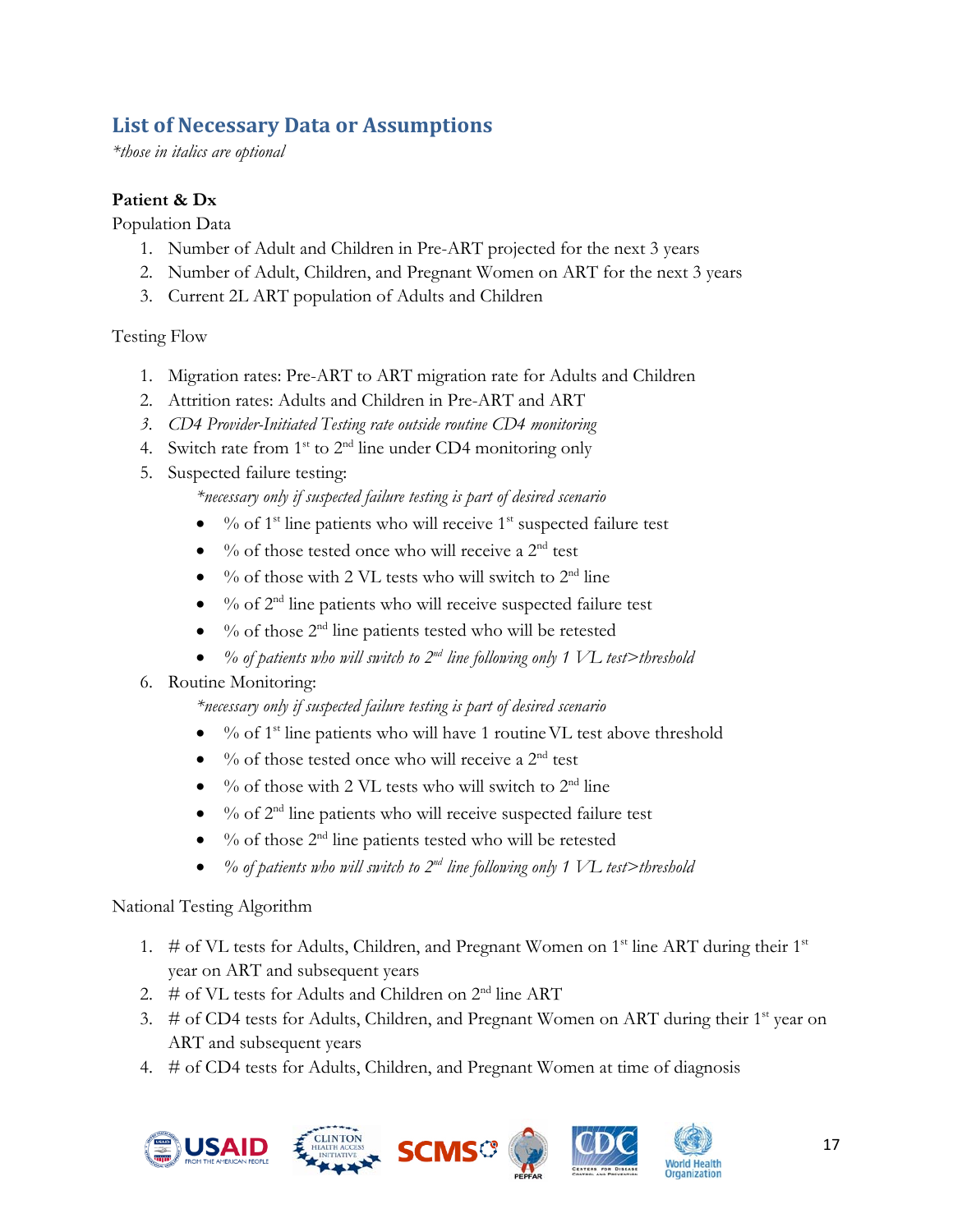## List of Necessary Data or Assumptions

*\*those in italics are optional*

**Patient & Dx**

Population Data

1. Number of Adult and Children in Pre-ART projected for the next 3 years
2. Number of Adult, Children, and Pregnant Women on ART for the next 3 years
3. Current 2L ART population of Adults and Children

Testing Flow

1. Migration rates: Pre-ART to ART migration rate for Adults and Children
2. Attrition rates: Adults and Children in Pre-ART and ART
3. *CD4 Provider-Initiated Testing rate outside routine CD4 monitoring*
4. Switch rate from 1st to 2nd line under CD4 monitoring only
5. Suspected failure testing:

   *\*necessary only if suspected failure testing is part of desired scenario*

   - % of 1st line patients who will receive 1st suspected failure test
   - % of those tested once who will receive a 2nd test
   - % of those with 2 VL tests who will switch to 2nd line
   - % of 2nd line patients who will receive suspected failure test
   - % of those 2nd line patients tested who will be retested
   - *% of patients who will switch to 2nd line following only 1 VL test>threshold*
6. Routine Monitoring:

   *\*necessary only if suspected failure testing is part of desired scenario*

   - % of 1st line patients who will have 1 routine VL test above threshold
   - % of those tested once who will receive a 2nd test
   - % of those with 2 VL tests who will switch to 2nd line
   - % of 2nd line patients who will receive suspected failure test
   - % of those 2nd line patients tested who will be retested
   - *% of patients who will switch to 2nd line following only 1 VL test>threshold*

National Testing Algorithm

1. # of VL tests for Adults, Children, and Pregnant Women on 1st line ART during their 1st year on ART and subsequent years
2. # of VL tests for Adults and Children on 2nd line ART
3. # of CD4 tests for Adults, Children, and Pregnant Women on ART during their 1st year on ART and subsequent years
4. # of CD4 tests for Adults, Children, and Pregnant Women at time of diagnosis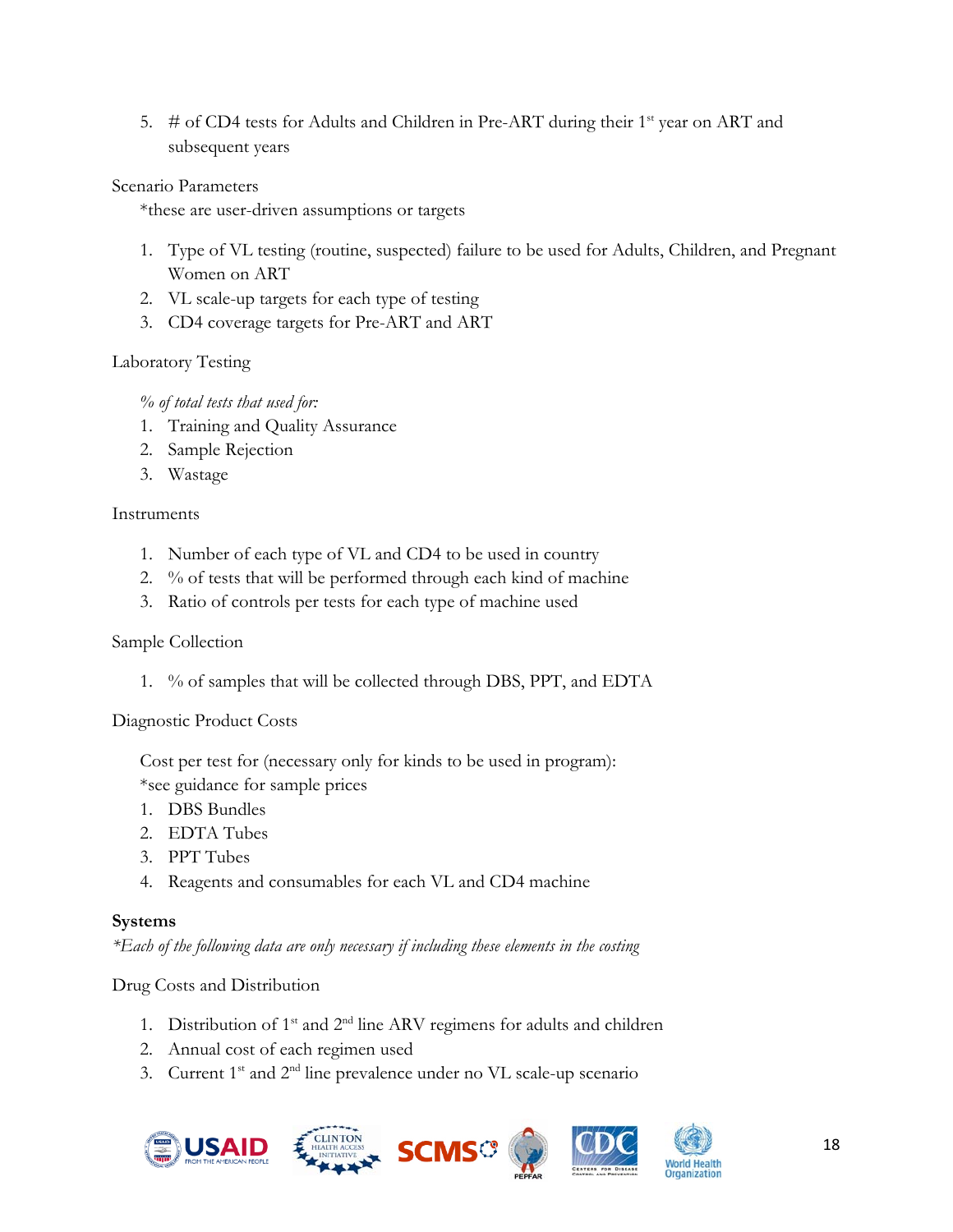5. # of CD4 tests for Adults and Children in Pre-ART during their 1st year on ART and subsequent years

Scenario Parameters

*these are user-driven assumptions or targets

1. Type of VL testing (routine, suspected) failure to be used for Adults, Children, and Pregnant Women on ART
2. VL scale-up targets for each type of testing
3. CD4 coverage targets for Pre-ART and ART

Laboratory Testing

*% of total tests that used for:*

1. Training and Quality Assurance
2. Sample Rejection
3. Wastage

Instruments

1. Number of each type of VL and CD4 to be used in country
2. % of tests that will be performed through each kind of machine
3. Ratio of controls per tests for each type of machine used

Sample Collection

1. % of samples that will be collected through DBS, PPT, and EDTA

Diagnostic Product Costs

Cost per test for (necessary only for kinds to be used in program):
*see guidance for sample prices

1. DBS Bundles
2. EDTA Tubes
3. PPT Tubes
4. Reagents and consumables for each VL and CD4 machine

**Systems**

*\*Each of the following data are only necessary if including these elements in the costing*

Drug Costs and Distribution

1. Distribution of 1st and 2nd line ARV regimens for adults and children
2. Annual cost of each regimen used
3. Current 1st and 2nd line prevalence under no VL scale-up scenario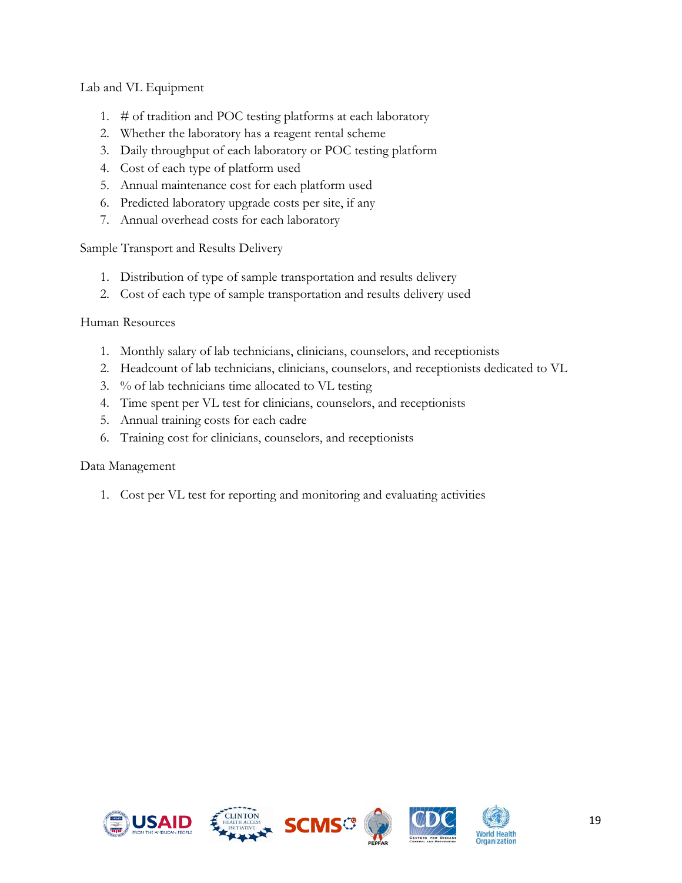Lab and VL Equipment

1. # of tradition and POC testing platforms at each laboratory
2. Whether the laboratory has a reagent rental scheme
3. Daily throughput of each laboratory or POC testing platform
4. Cost of each type of platform used
5. Annual maintenance cost for each platform used
6. Predicted laboratory upgrade costs per site, if any
7. Annual overhead costs for each laboratory

Sample Transport and Results Delivery

1. Distribution of type of sample transportation and results delivery
2. Cost of each type of sample transportation and results delivery used

Human Resources

1. Monthly salary of lab technicians, clinicians, counselors, and receptionists
2. Headcount of lab technicians, clinicians, counselors, and receptionists dedicated to VL
3. % of lab technicians time allocated to VL testing
4. Time spent per VL test for clinicians, counselors, and receptionists
5. Annual training costs for each cadre
6. Training cost for clinicians, counselors, and receptionists

Data Management

1. Cost per VL test for reporting and monitoring and evaluating activities